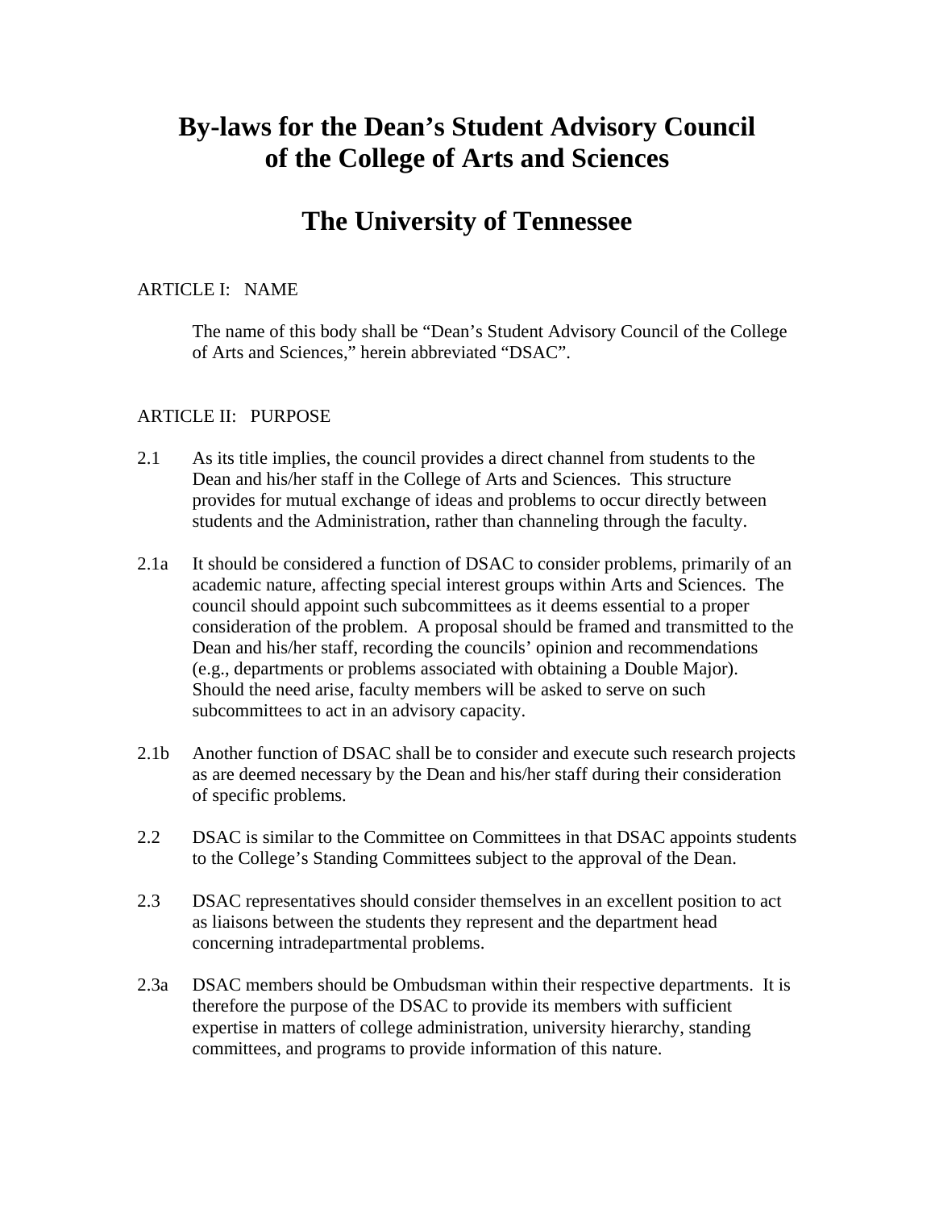# By-laws for the Dean's Student Advisory Council of the College of Arts and Sciences

# The University of Tennessee

## ARTICLE I: NAME

The name of this body shall be "Dean's Student Advisory Council of the College of Arts and Sciences," herein abbreviated "DSAC".

## ARTICLE II: PURPOSE

2.1 As its title implies, the council provides a direct channel from students to the Dean and his/her staff in the College of Arts and Sciences. This structure provides for mutual exchange of ideas and problems to occur directly between students and the Administration, rather than channeling through the faculty.

2.1a It should be considered a function of DSAC to consider problems, primarily of an academic nature, affecting special interest groups within Arts and Sciences. The council should appoint such subcommittees as it deems essential to a proper consideration of the problem. A proposal should be framed and transmitted to the Dean and his/her staff, recording the councils' opinion and recommendations (e.g., departments or problems associated with obtaining a Double Major). Should the need arise, faculty members will be asked to serve on such subcommittees to act in an advisory capacity.

2.1b Another function of DSAC shall be to consider and execute such research projects as are deemed necessary by the Dean and his/her staff during their consideration of specific problems.

2.2 DSAC is similar to the Committee on Committees in that DSAC appoints students to the College's Standing Committees subject to the approval of the Dean.

2.3 DSAC representatives should consider themselves in an excellent position to act as liaisons between the students they represent and the department head concerning intradepartmental problems.

2.3a DSAC members should be Ombudsman within their respective departments. It is therefore the purpose of the DSAC to provide its members with sufficient expertise in matters of college administration, university hierarchy, standing committees, and programs to provide information of this nature.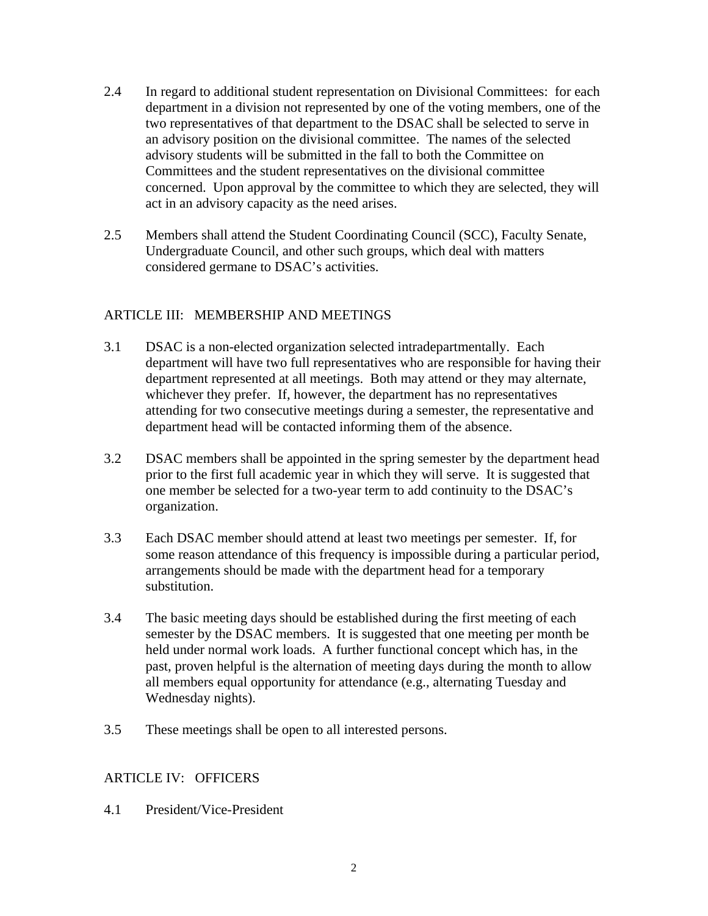2.4 In regard to additional student representation on Divisional Committees: for each department in a division not represented by one of the voting members, one of the two representatives of that department to the DSAC shall be selected to serve in an advisory position on the divisional committee. The names of the selected advisory students will be submitted in the fall to both the Committee on Committees and the student representatives on the divisional committee concerned. Upon approval by the committee to which they are selected, they will act in an advisory capacity as the need arises.

2.5 Members shall attend the Student Coordinating Council (SCC), Faculty Senate, Undergraduate Council, and other such groups, which deal with matters considered germane to DSAC's activities.

## ARTICLE III: MEMBERSHIP AND MEETINGS

3.1 DSAC is a non-elected organization selected intradepartmentally. Each department will have two full representatives who are responsible for having their department represented at all meetings. Both may attend or they may alternate, whichever they prefer. If, however, the department has no representatives attending for two consecutive meetings during a semester, the representative and department head will be contacted informing them of the absence.

3.2 DSAC members shall be appointed in the spring semester by the department head prior to the first full academic year in which they will serve. It is suggested that one member be selected for a two-year term to add continuity to the DSAC's organization.

3.3 Each DSAC member should attend at least two meetings per semester. If, for some reason attendance of this frequency is impossible during a particular period, arrangements should be made with the department head for a temporary substitution.

3.4 The basic meeting days should be established during the first meeting of each semester by the DSAC members. It is suggested that one meeting per month be held under normal work loads. A further functional concept which has, in the past, proven helpful is the alternation of meeting days during the month to allow all members equal opportunity for attendance (e.g., alternating Tuesday and Wednesday nights).

3.5 These meetings shall be open to all interested persons.

## ARTICLE IV: OFFICERS

4.1 President/Vice-President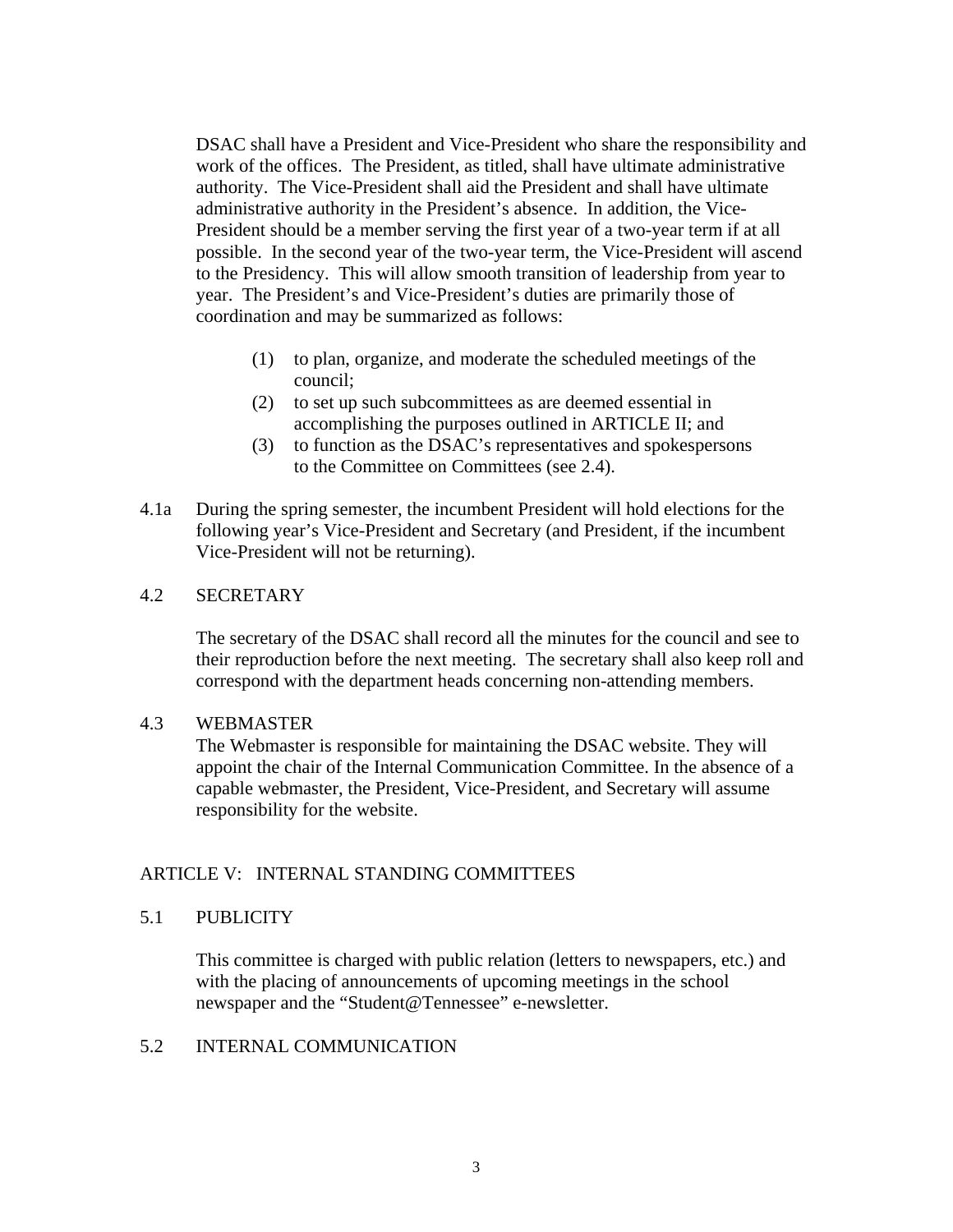DSAC shall have a President and Vice-President who share the responsibility and work of the offices. The President, as titled, shall have ultimate administrative authority. The Vice-President shall aid the President and shall have ultimate administrative authority in the President's absence. In addition, the Vice-President should be a member serving the first year of a two-year term if at all possible. In the second year of the two-year term, the Vice-President will ascend to the Presidency. This will allow smooth transition of leadership from year to year. The President's and Vice-President's duties are primarily those of coordination and may be summarized as follows:

(1) to plan, organize, and moderate the scheduled meetings of the council;
(2) to set up such subcommittees as are deemed essential in accomplishing the purposes outlined in ARTICLE II; and
(3) to function as the DSAC's representatives and spokespersons to the Committee on Committees (see 2.4).

4.1a During the spring semester, the incumbent President will hold elections for the following year's Vice-President and Secretary (and President, if the incumbent Vice-President will not be returning).

### 4.2 SECRETARY

The secretary of the DSAC shall record all the minutes for the council and see to their reproduction before the next meeting. The secretary shall also keep roll and correspond with the department heads concerning non-attending members.

### 4.3 WEBMASTER

The Webmaster is responsible for maintaining the DSAC website. They will appoint the chair of the Internal Communication Committee. In the absence of a capable webmaster, the President, Vice-President, and Secretary will assume responsibility for the website.

## ARTICLE V: INTERNAL STANDING COMMITTEES

### 5.1 PUBLICITY

This committee is charged with public relation (letters to newspapers, etc.) and with the placing of announcements of upcoming meetings in the school newspaper and the "Student@Tennessee" e-newsletter.

### 5.2 INTERNAL COMMUNICATION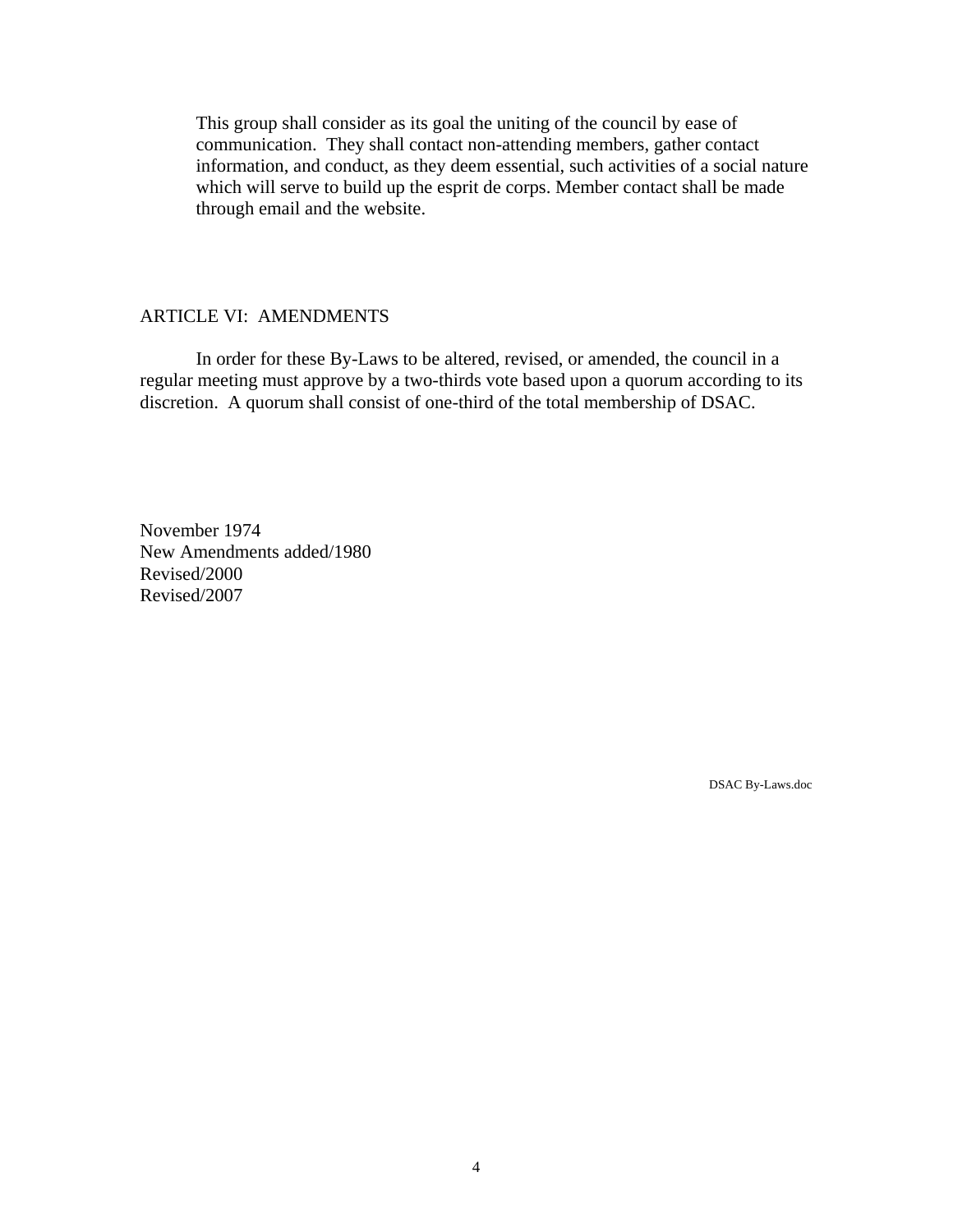This group shall consider as its goal the uniting of the council by ease of communication. They shall contact non-attending members, gather contact information, and conduct, as they deem essential, such activities of a social nature which will serve to build up the esprit de corps. Member contact shall be made through email and the website.

## ARTICLE VI: AMENDMENTS

In order for these By-Laws to be altered, revised, or amended, the council in a regular meeting must approve by a two-thirds vote based upon a quorum according to its discretion. A quorum shall consist of one-third of the total membership of DSAC.

November 1974
New Amendments added/1980
Revised/2000
Revised/2007

DSAC By-Laws.doc